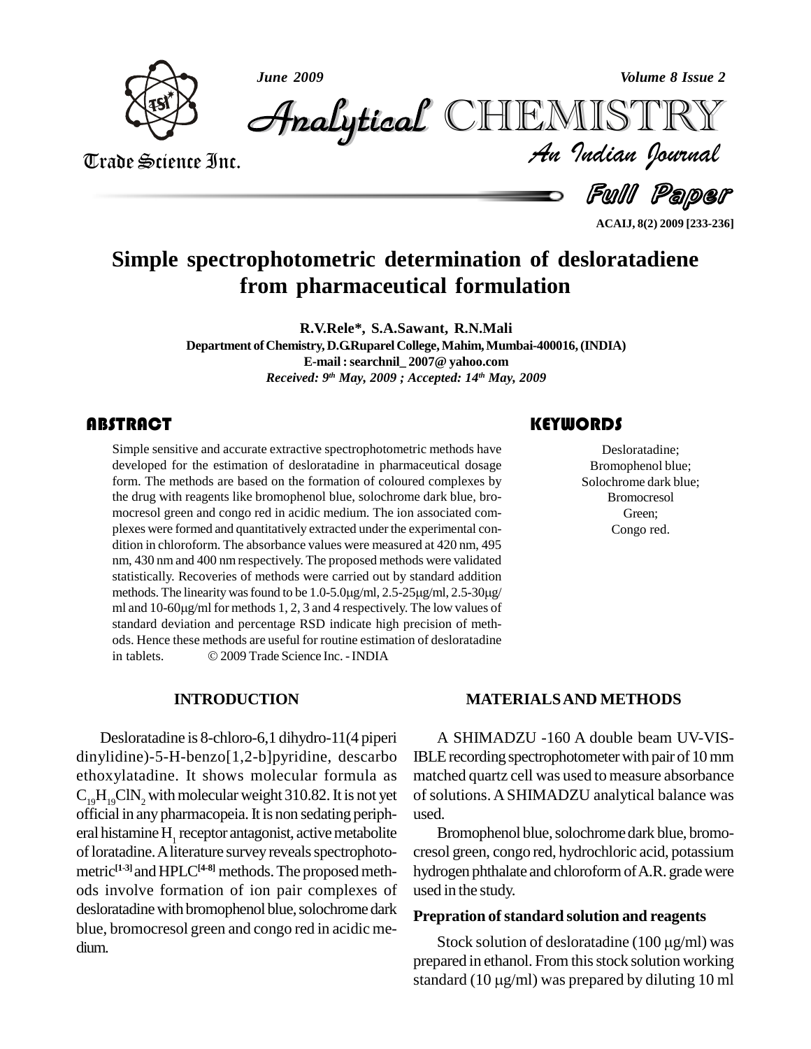# Simple spectrophotometric determination of desloratadiene from pharmaceutical formulation

**R.V.Rele\*, S.A.Sawant, R.N.Mali**

**Department of Chemistry, D.G.Ruparel College, Mahim, Mumbai-400016, (INDIA)**

**E-mail : searchnil_ 2007@ yahoo.com**

*Received: 9th May, 2009 ; Accepted: 14th May, 2009*

## ABSTRACT

Simple sensitive and accurate extractive spectrophotometric methods have developed for the estimation of desloratadine in pharmaceutical dosage form. The methods are based on the formation of coloured complexes by the drug with reagents like bromophenol blue, solochrome dark blue, bromocresol green and congo red in acidic medium. The ion associated complexes were formed and quantitatively extracted under the experimental condition in chloroform. The absorbance values were measured at 420 nm, 495 nm, 430 nm and 400 nm respectively. The proposed methods were validated statistically. Recoveries of methods were carried out by standard addition methods. The linearity was found to be 1.0-5.0μg/ml, 2.5-25μg/ml, 2.5-30μg/ml and 10-60μg/ml for methods 1, 2, 3 and 4 respectively. The low values of standard deviation and percentage RSD indicate high precision of methods. Hence these methods are useful for routine estimation of desloratadine in tablets. © 2009 Trade Science Inc. - INDIA

## KEYWORDS

Desloratadine;
Bromophenol blue;
Solochrome dark blue;
Bromocresol
Green;
Congo red.

## INTRODUCTION

Desloratadine is 8-chloro-6,1 dihydro-11(4 piperidinylidine)-5-H-benzo[1,2-b]pyridine, descarbo ethoxylatadine. It shows molecular formula as $C_{19}H_{19}ClN_2$ with molecular weight 310.82. It is not yet official in any pharmacopeia. It is non sedating peripheral histamine $H_1$ receptor antagonist, active metabolite of loratadine. A literature survey reveals spectrophotometric[1-3] and HPLC[4-8] methods. The proposed methods involve formation of ion pair complexes of desloratadine with bromophenol blue, solochrome dark blue, bromocresol green and congo red in acidic medium.

## MATERIALS AND METHODS

A SHIMADZU -160 A double beam UV-VISIBLE recording spectrophotometer with pair of 10 mm matched quartz cell was used to measure absorbance of solutions. A SHIMADZU analytical balance was used.

Bromophenol blue, solochrome dark blue, bromocresol green, congo red, hydrochloric acid, potassium hydrogen phthalate and chloroform of A.R. grade were used in the study.

### Prepration of standard solution and reagents

Stock solution of desloratadine (100 μg/ml) was prepared in ethanol. From this stock solution working standard (10 μg/ml) was prepared by diluting 10 ml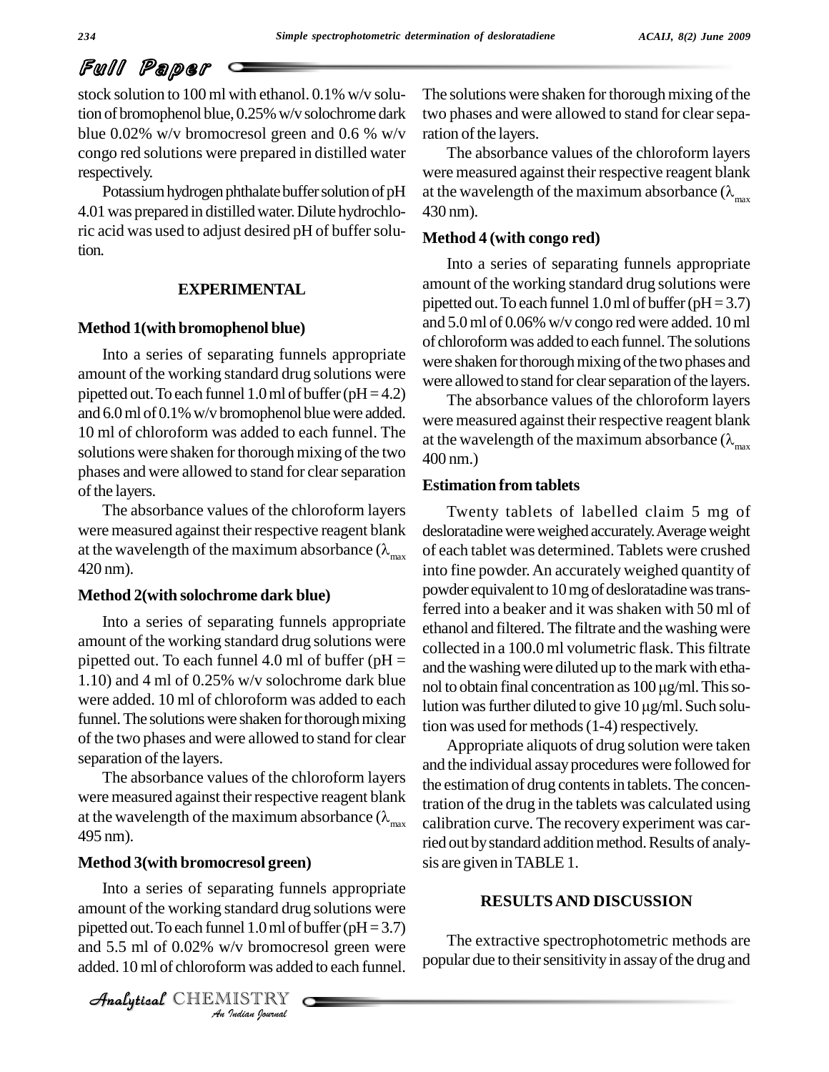stock solution to 100 ml with ethanol. 0.1% w/v solution of bromophenol blue, 0.25% w/v solochrome dark blue 0.02% w/v bromocresol green and 0.6 % w/v congo red solutions were prepared in distilled water respectively.

Potassium hydrogen phthalate buffer solution of pH 4.01 was prepared in distilled water. Dilute hydrochloric acid was used to adjust desired pH of buffer solution.

## EXPERIMENTAL

### Method 1(with bromophenol blue)

Into a series of separating funnels appropriate amount of the working standard drug solutions were pipetted out. To each funnel 1.0 ml of buffer (pH = 4.2) and 6.0 ml of 0.1% w/v bromophenol blue were added. 10 ml of chloroform was added to each funnel. The solutions were shaken for thorough mixing of the two phases and were allowed to stand for clear separation of the layers.

The absorbance values of the chloroform layers were measured against their respective reagent blank at the wavelength of the maximum absorbance ($\lambda_{max}$ 420 nm).

### Method 2(with solochrome dark blue)

Into a series of separating funnels appropriate amount of the working standard drug solutions were pipetted out. To each funnel 4.0 ml of buffer (pH = 1.10) and 4 ml of 0.25% w/v solochrome dark blue were added. 10 ml of chloroform was added to each funnel. The solutions were shaken for thorough mixing of the two phases and were allowed to stand for clear separation of the layers.

The absorbance values of the chloroform layers were measured against their respective reagent blank at the wavelength of the maximum absorbance ($\lambda_{max}$ 495 nm).

### Method 3(with bromocresol green)

Into a series of separating funnels appropriate amount of the working standard drug solutions were pipetted out. To each funnel 1.0 ml of buffer (pH = 3.7) and 5.5 ml of 0.02% w/v bromocresol green were added. 10 ml of chloroform was added to each funnel. The solutions were shaken for thorough mixing of the two phases and were allowed to stand for clear separation of the layers.

The absorbance values of the chloroform layers were measured against their respective reagent blank at the wavelength of the maximum absorbance ($\lambda_{max}$ 430 nm).

### Method 4 (with congo red)

Into a series of separating funnels appropriate amount of the working standard drug solutions were pipetted out. To each funnel 1.0 ml of buffer (pH = 3.7) and 5.0 ml of 0.06% w/v congo red were added. 10 ml of chloroform was added to each funnel. The solutions were shaken for thorough mixing of the two phases and were allowed to stand for clear separation of the layers.

The absorbance values of the chloroform layers were measured against their respective reagent blank at the wavelength of the maximum absorbance ($\lambda_{max}$ 400 nm.)

### Estimation from tablets

Twenty tablets of labelled claim 5 mg of desloratadine were weighed accurately. Average weight of each tablet was determined. Tablets were crushed into fine powder. An accurately weighed quantity of powder equivalent to 10 mg of desloratadine was transferred into a beaker and it was shaken with 50 ml of ethanol and filtered. The filtrate and the washing were collected in a 100.0 ml volumetric flask. This filtrate and the washing were diluted up to the mark with ethanol to obtain final concentration as 100 μg/ml. This solution was further diluted to give 10 μg/ml. Such solution was used for methods (1-4) respectively.

Appropriate aliquots of drug solution were taken and the individual assay procedures were followed for the estimation of drug contents in tablets. The concentration of the drug in the tablets was calculated using calibration curve. The recovery experiment was carried out by standard addition method. Results of analysis are given in TABLE 1.

## RESULTS AND DISCUSSION

The extractive spectrophotometric methods are popular due to their sensitivity in assay of the drug and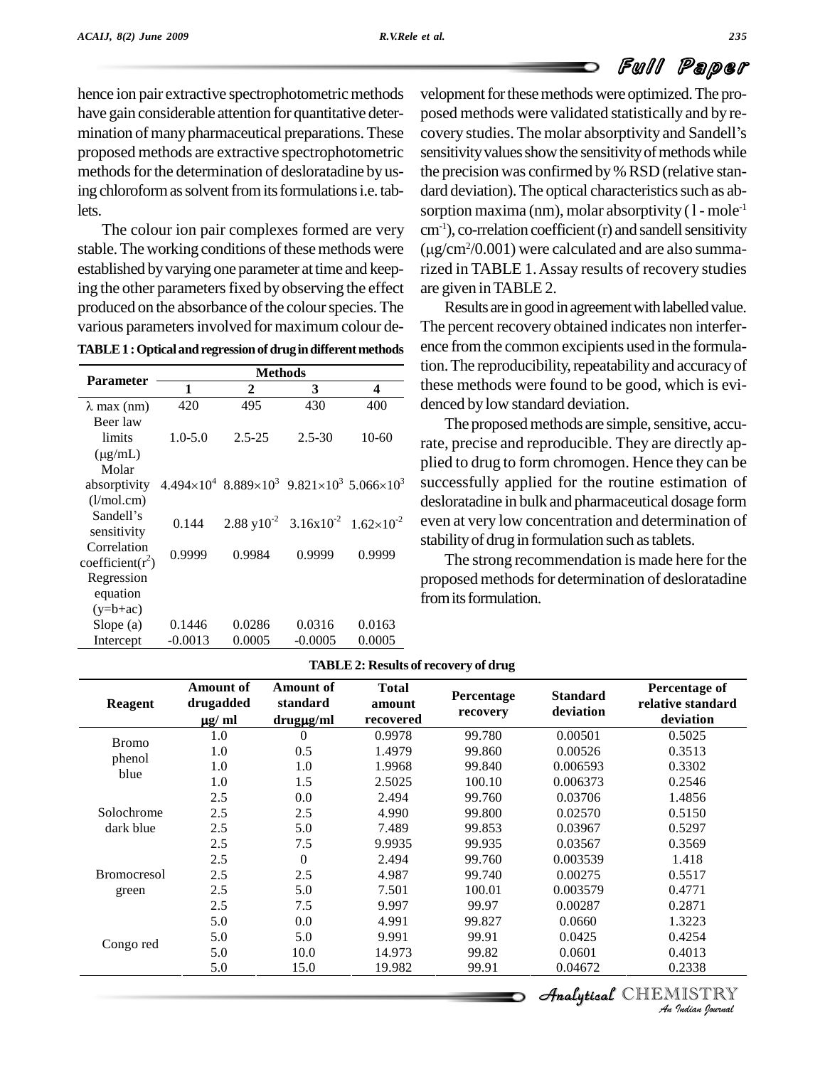hence ion pair extractive spectrophotometric methods have gain considerable attention for quantitative determination of many pharmaceutical preparations. These proposed methods are extractive spectrophotometric methods for the determination of desloratadine by using chloroform as solvent from its formulations i.e. tablets.

The colour ion pair complexes formed are very stable. The working conditions of these methods were established by varying one parameter at time and keeping the other parameters fixed by observing the effect produced on the absorbance of the colour species. The various parameters involved for maximum colour development for these methods were optimized. The proposed methods were validated statistically and by recovery studies. The molar absorptivity and Sandell's sensitivity values show the sensitivity of methods while the precision was confirmed by % RSD (relative standard deviation). The optical characteristics such as absorption maxima (nm), molar absorptivity ($l$ - $mole^{-1}$ $cm^{-1}$), co-rrelation coefficient (r) and sandell sensitivity ($\mu g/cm^2/0.001$) were calculated and are also summarized in TABLE 1. Assay results of recovery studies are given in TABLE 2.

**TABLE 1 : Optical and regression of drug in different methods**

| Parameter | Methods | | | |
|---|---|---|---|---|
| | 1 | 2 | 3 | 4 |
| $\lambda$ max (nm) | 420 | 495 | 430 | 400 |
| Beer law limits (µg/mL) | 1.0-5.0 | 2.5-25 | 2.5-30 | 10-60 |
| Molar absorptivity (l/mol.cm) | $4.494\times10^4$ | $8.889\times10^3$ | $9.821\times10^3$ | $5.066\times10^3$ |
| Sandell's sensitivity | 0.144 | $2.88\ y10^{-2}$ | $3.16x10^{-2}$ | $1.62\times10^{-2}$ |
| Correlation coefficient($r^2$) | 0.9999 | 0.9984 | 0.9999 | 0.9999 |
| Regression equation (y=b+ac) | | | | |
| Slope (a) | 0.1446 | 0.0286 | 0.0316 | 0.0163 |
| Intercept | -0.0013 | 0.0005 | -0.0005 | 0.0005 |

Results are in good in agreement with labelled value. The percent recovery obtained indicates non interference from the common excipients used in the formulation. The reproducibility, repeatability and accuracy of these methods were found to be good, which is evidenced by low standard deviation.

The proposed methods are simple, sensitive, accurate, precise and reproducible. They are directly applied to drug to form chromogen. Hence they can be successfully applied for the routine estimation of desloratadine in bulk and pharmaceutical dosage form even at very low concentration and determination of stability of drug in formulation such as tablets.

The strong recommendation is made here for the proposed methods for determination of desloratadine from its formulation.

**TABLE 2: Results of recovery of drug**

| Reagent | Amount of drugadded µg/ ml | Amount of standard drugµg/ml | Total amount recovered | Percentage recovery | Standard deviation | Percentage of relative standard deviation |
|---|---|---|---|---|---|---|
| Bromo phenol blue | 1.0 | 0 | 0.9978 | 99.780 | 0.00501 | 0.5025 |
| | 1.0 | 0.5 | 1.4979 | 99.860 | 0.00526 | 0.3513 |
| | 1.0 | 1.0 | 1.9968 | 99.840 | 0.006593 | 0.3302 |
| | 1.0 | 1.5 | 2.5025 | 100.10 | 0.006373 | 0.2546 |
| Solochrome dark blue | 2.5 | 0.0 | 2.494 | 99.760 | 0.03706 | 1.4856 |
| | 2.5 | 2.5 | 4.990 | 99.800 | 0.02570 | 0.5150 |
| | 2.5 | 5.0 | 7.489 | 99.853 | 0.03967 | 0.5297 |
| | 2.5 | 7.5 | 9.9935 | 99.935 | 0.03567 | 0.3569 |
| Bromocresol green | 2.5 | 0 | 2.494 | 99.760 | 0.003539 | 1.418 |
| | 2.5 | 2.5 | 4.987 | 99.740 | 0.00275 | 0.5517 |
| | 2.5 | 5.0 | 7.501 | 100.01 | 0.003579 | 0.4771 |
| | 2.5 | 7.5 | 9.997 | 99.97 | 0.00287 | 0.2871 |
| Congo red | 5.0 | 0.0 | 4.991 | 99.827 | 0.0660 | 1.3223 |
| | 5.0 | 5.0 | 9.991 | 99.91 | 0.0425 | 0.4254 |
| | 5.0 | 10.0 | 14.973 | 99.82 | 0.0601 | 0.4013 |
| | 5.0 | 15.0 | 19.982 | 99.91 | 0.04672 | 0.2338 |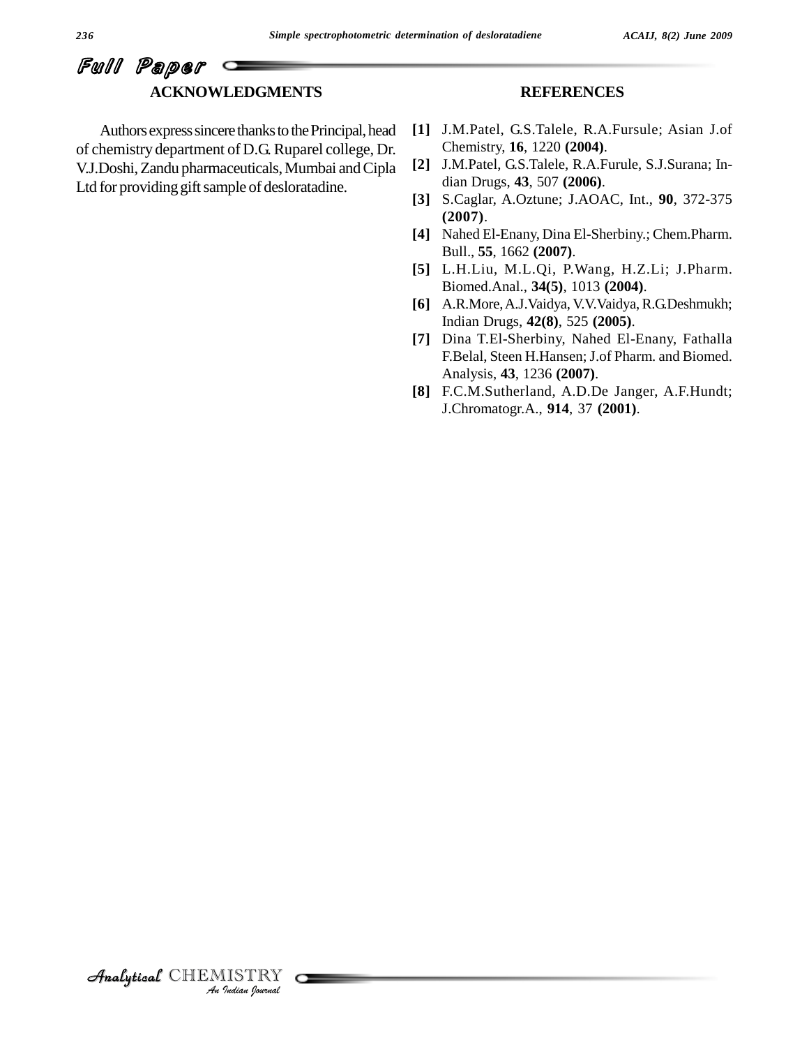## ACKNOWLEDGMENTS

Authors express sincere thanks to the Principal, head of chemistry department of D.G. Ruparel college, Dr. V.J.Doshi, Zandu pharmaceuticals, Mumbai and Cipla Ltd for providing gift sample of desloratadine.

## REFERENCES

**[1]** J.M.Patel, G.S.Talele, R.A.Fursule; Asian J.of Chemistry, **16**, 1220 **(2004)**.

**[2]** J.M.Patel, G.S.Talele, R.A.Furule, S.J.Surana; Indian Drugs, **43**, 507 **(2006)**.

**[3]** S.Caglar, A.Oztune; J.AOAC, Int., **90**, 372-375 **(2007)**.

**[4]** Nahed El-Enany, Dina El-Sherbiny.; Chem.Pharm. Bull., **55**, 1662 **(2007)**.

**[5]** L.H.Liu, M.L.Qi, P.Wang, H.Z.Li; J.Pharm. Biomed.Anal., **34(5)**, 1013 **(2004)**.

**[6]** A.R.More, A.J.Vaidya, V.V.Vaidya, R.G.Deshmukh; Indian Drugs, **42(8)**, 525 **(2005)**.

**[7]** Dina T.El-Sherbiny, Nahed El-Enany, Fathalla F.Belal, Steen H.Hansen; J.of Pharm. and Biomed. Analysis, **43**, 1236 **(2007)**.

**[8]** F.C.M.Sutherland, A.D.De Janger, A.F.Hundt; J.Chromatogr.A., **914**, 37 **(2001)**.